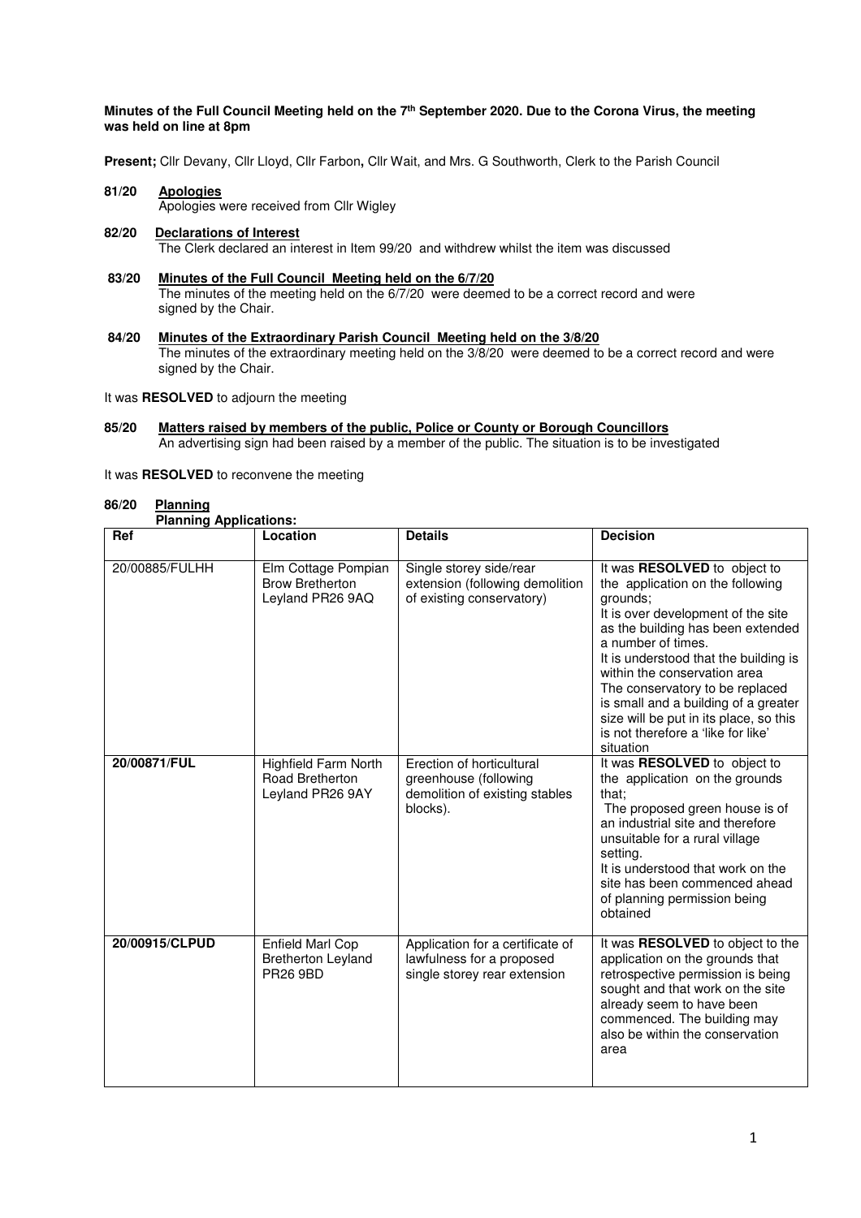**Minutes of the Full Council Meeting held on the 7th September 2020. Due to the Corona Virus, the meeting was held on line at 8pm**

**Present;** Cllr Devany, Cllr Lloyd, Cllr Farbon**,** Cllr Wait, and Mrs. G Southworth, Clerk to the Parish Council

**81/20 Apologies**
Apologies were received from Cllr Wigley

**82/20 Declarations of Interest**
The Clerk declared an interest in Item 99/20 and withdrew whilst the item was discussed

**83/20 Minutes of the Full Council Meeting held on the 6/7/20**
The minutes of the meeting held on the 6/7/20 were deemed to be a correct record and were signed by the Chair.

**84/20 Minutes of the Extraordinary Parish Council Meeting held on the 3/8/20**
The minutes of the extraordinary meeting held on the 3/8/20 were deemed to be a correct record and were signed by the Chair.

It was **RESOLVED** to adjourn the meeting

**85/20 Matters raised by members of the public, Police or County or Borough Councillors**
An advertising sign had been raised by a member of the public. The situation is to be investigated

It was **RESOLVED** to reconvene the meeting

**86/20 Planning**
**Planning Applications:**

| Ref | Location | Details | Decision |
|---|---|---|---|
| 20/00885/FULHH | Elm Cottage Pompian Brow Bretherton Leyland PR26 9AQ | Single storey side/rear extension (following demolition of existing conservatory) | It was **RESOLVED** to object to the application on the following grounds; It is over development of the site as the building has been extended a number of times. It is understood that the building is within the conservation area The conservatory to be replaced is small and a building of a greater size will be put in its place, so this is not therefore a 'like for like' situation |
| **20/00871/FUL** | Highfield Farm North Road Bretherton Leyland PR26 9AY | Erection of horticultural greenhouse (following demolition of existing stables blocks). | It was **RESOLVED** to object to the application on the grounds that; The proposed green house is of an industrial site and therefore unsuitable for a rural village setting. It is understood that work on the site has been commenced ahead of planning permission being obtained |
| **20/00915/CLPUD** | Enfield Marl Cop Bretherton Leyland PR26 9BD | Application for a certificate of lawfulness for a proposed single storey rear extension | It was **RESOLVED** to object to the application on the grounds that retrospective permission is being sought and that work on the site already seem to have been commenced. The building may also be within the conservation area |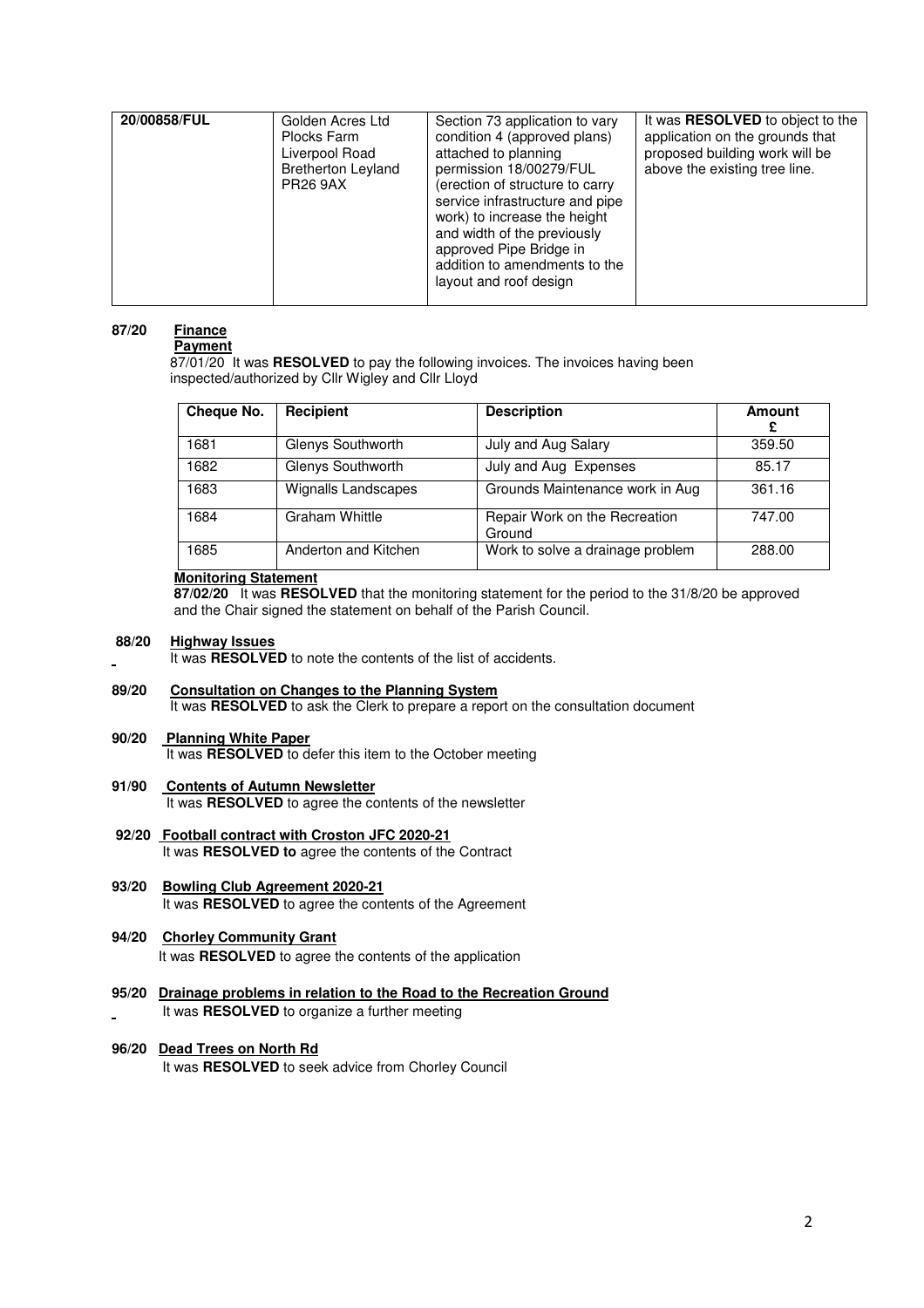| 20/00858/FUL | Golden Acres Ltd Plocks Farm Liverpool Road Bretherton Leyland PR26 9AX | Section 73 application to vary condition 4 (approved plans) attached to planning permission 18/00279/FUL (erection of structure to carry service infrastructure and pipe work) to increase the height and width of the previously approved Pipe Bridge in addition to amendments to the layout and roof design | It was **RESOLVED** to object to the application on the grounds that proposed building work will be above the existing tree line. |
|---|---|---|---|

**87/20 Finance**

**Payment**

87/01/20 It was **RESOLVED** to pay the following invoices. The invoices having been inspected/authorized by Cllr Wigley and Cllr Lloyd

| Cheque No. | Recipient | Description | Amount £ |
|---|---|---|---|
| 1681 | Glenys Southworth | July and Aug Salary | 359.50 |
| 1682 | Glenys Southworth | July and Aug Expenses | 85.17 |
| 1683 | Wignalls Landscapes | Grounds Maintenance work in Aug | 361.16 |
| 1684 | Graham Whittle | Repair Work on the Recreation Ground | 747.00 |
| 1685 | Anderton and Kitchen | Work to solve a drainage problem | 288.00 |

**Monitoring Statement**

**87/02/20** It was **RESOLVED** that the monitoring statement for the period to the 31/8/20 be approved and the Chair signed the statement on behalf of the Parish Council.

**88/20 Highway Issues**

It was **RESOLVED** to note the contents of the list of accidents.

**89/20 Consultation on Changes to the Planning System**

It was **RESOLVED** to ask the Clerk to prepare a report on the consultation document

**90/20 Planning White Paper**

It was **RESOLVED** to defer this item to the October meeting

**91/90 Contents of Autumn Newsletter**

It was **RESOLVED** to agree the contents of the newsletter

**92/20 Football contract with Croston JFC 2020-21**

It was **RESOLVED to** agree the contents of the Contract

**93/20 Bowling Club Agreement 2020-21**

It was **RESOLVED** to agree the contents of the Agreement

**94/20 Chorley Community Grant**

It was **RESOLVED** to agree the contents of the application

**95/20 Drainage problems in relation to the Road to the Recreation Ground**

It was **RESOLVED** to organize a further meeting

**96/20 Dead Trees on North Rd**

It was **RESOLVED** to seek advice from Chorley Council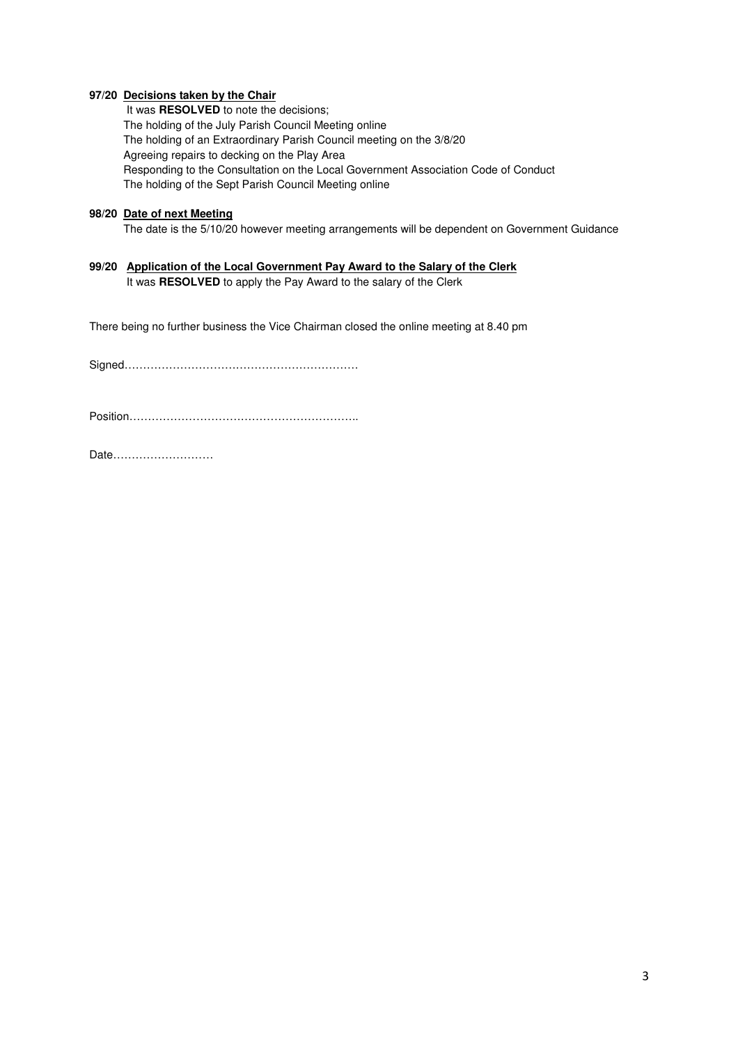**97/20 Decisions taken by the Chair**

It was **RESOLVED** to note the decisions;

The holding of the July Parish Council Meeting online

The holding of an Extraordinary Parish Council meeting on the 3/8/20

Agreeing repairs to decking on the Play Area

Responding to the Consultation on the Local Government Association Code of Conduct

The holding of the Sept Parish Council Meeting online

**98/20 Date of next Meeting**

The date is the 5/10/20 however meeting arrangements will be dependent on Government Guidance

**99/20 Application of the Local Government Pay Award to the Salary of the Clerk**

It was **RESOLVED** to apply the Pay Award to the salary of the Clerk

There being no further business the Vice Chairman closed the online meeting at 8.40 pm

Signed………………………………………………………

Position……………………………………………………..

Date……………………